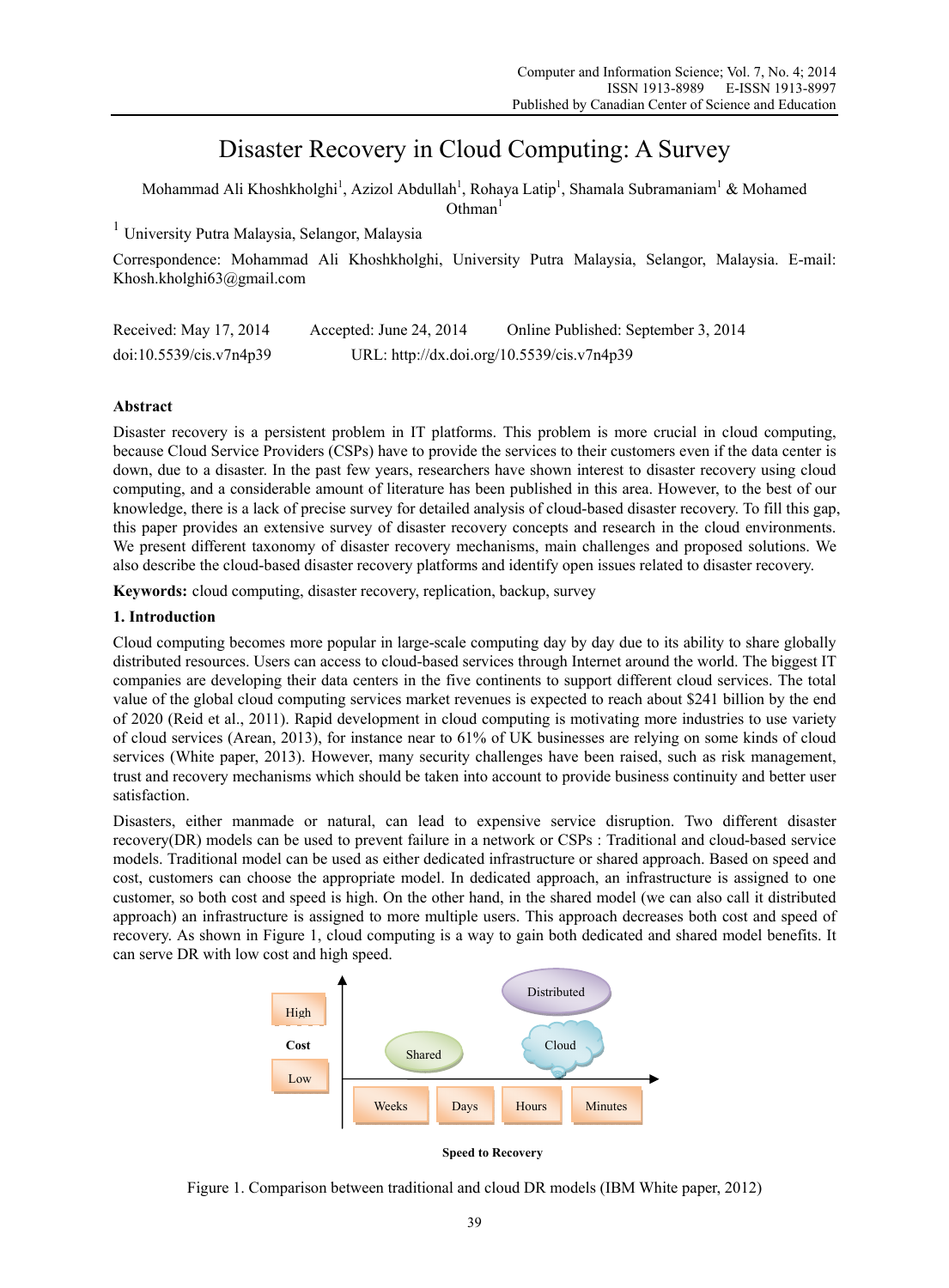# Disaster Recovery in Cloud Computing: A Survey

Mohammad Ali Khoshkholghi[1], Azizol Abdullah[1], Rohaya Latip[1], Shamala Subramaniam[1] & Mohamed Othman[1]

[1] University Putra Malaysia, Selangor, Malaysia

Correspondence: Mohammad Ali Khoshkholghi, University Putra Malaysia, Selangor, Malaysia. E-mail: Khosh.kholghi63@gmail.com

Received: May 17, 2014 Accepted: June 24, 2014 Online Published: September 3, 2014

doi:10.5539/cis.v7n4p39 URL: http://dx.doi.org/10.5539/cis.v7n4p39

## Abstract

Disaster recovery is a persistent problem in IT platforms. This problem is more crucial in cloud computing, because Cloud Service Providers (CSPs) have to provide the services to their customers even if the data center is down, due to a disaster. In the past few years, researchers have shown interest to disaster recovery using cloud computing, and a considerable amount of literature has been published in this area. However, to the best of our knowledge, there is a lack of precise survey for detailed analysis of cloud-based disaster recovery. To fill this gap, this paper provides an extensive survey of disaster recovery concepts and research in the cloud environments. We present different taxonomy of disaster recovery mechanisms, main challenges and proposed solutions. We also describe the cloud-based disaster recovery platforms and identify open issues related to disaster recovery.

**Keywords:** cloud computing, disaster recovery, replication, backup, survey

## 1. Introduction

Cloud computing becomes more popular in large-scale computing day by day due to its ability to share globally distributed resources. Users can access to cloud-based services through Internet around the world. The biggest IT companies are developing their data centers in the five continents to support different cloud services. The total value of the global cloud computing services market revenues is expected to reach about $241 billion by the end of 2020 (Reid et al., 2011). Rapid development in cloud computing is motivating more industries to use variety of cloud services (Arean, 2013), for instance near to 61% of UK businesses are relying on some kinds of cloud services (White paper, 2013). However, many security challenges have been raised, such as risk management, trust and recovery mechanisms which should be taken into account to provide business continuity and better user satisfaction.

Disasters, either manmade or natural, can lead to expensive service disruption. Two different disaster recovery(DR) models can be used to prevent failure in a network or CSPs : Traditional and cloud-based service models. Traditional model can be used as either dedicated infrastructure or shared approach. Based on speed and cost, customers can choose the appropriate model. In dedicated approach, an infrastructure is assigned to one customer, so both cost and speed is high. On the other hand, in the shared model (we can also call it distributed approach) an infrastructure is assigned to more multiple users. This approach decreases both cost and speed of recovery. As shown in Figure 1, cloud computing is a way to gain both dedicated and shared model benefits. It can serve DR with low cost and high speed.

Figure 1. Comparison between traditional and cloud DR models (IBM White paper, 2012)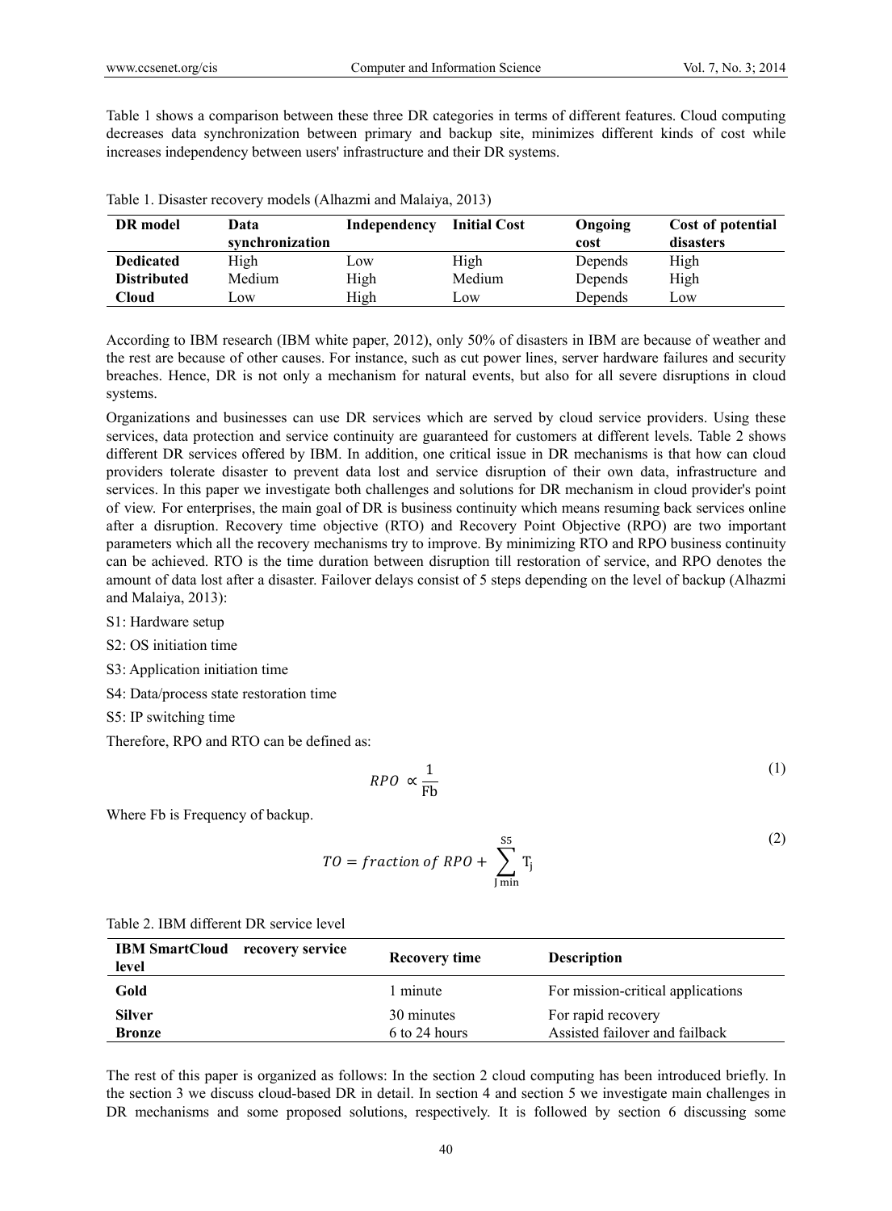Table 1 shows a comparison between these three DR categories in terms of different features. Cloud computing decreases data synchronization between primary and backup site, minimizes different kinds of cost while increases independency between users' infrastructure and their DR systems.

Table 1. Disaster recovery models (Alhazmi and Malaiya, 2013)

| DR model | Data synchronization | Independency | Initial Cost | Ongoing cost | Cost of potential disasters |
|---|---|---|---|---|---|
| **Dedicated** | High | Low | High | Depends | High |
| **Distributed** | Medium | High | Medium | Depends | High |
| **Cloud** | Low | High | Low | Depends | Low |

According to IBM research (IBM white paper, 2012), only 50% of disasters in IBM are because of weather and the rest are because of other causes. For instance, such as cut power lines, server hardware failures and security breaches. Hence, DR is not only a mechanism for natural events, but also for all severe disruptions in cloud systems.

Organizations and businesses can use DR services which are served by cloud service providers. Using these services, data protection and service continuity are guaranteed for customers at different levels. Table 2 shows different DR services offered by IBM. In addition, one critical issue in DR mechanisms is that how can cloud providers tolerate disaster to prevent data lost and service disruption of their own data, infrastructure and services. In this paper we investigate both challenges and solutions for DR mechanism in cloud provider's point of view. For enterprises, the main goal of DR is business continuity which means resuming back services online after a disruption. Recovery time objective (RTO) and Recovery Point Objective (RPO) are two important parameters which all the recovery mechanisms try to improve. By minimizing RTO and RPO business continuity can be achieved. RTO is the time duration between disruption till restoration of service, and RPO denotes the amount of data lost after a disaster. Failover delays consist of 5 steps depending on the level of backup (Alhazmi and Malaiya, 2013):

S1: Hardware setup

S2: OS initiation time

S3: Application initiation time

S4: Data/process state restoration time

S5: IP switching time

Therefore, RPO and RTO can be defined as:

$$RPO \propto \frac{1}{\mathrm{Fb}} \tag{1}$$

Where Fb is Frequency of backup.

$$TO = fraction\ of\ RPO + \sum_{\mathrm{J\,min}}^{\mathrm{S5}} \mathrm{T_j} \tag{2}$$

Table 2. IBM different DR service level

| IBM SmartCloud recovery service level | Recovery time | Description |
|---|---|---|
| **Gold** | 1 minute | For mission-critical applications |
| **Silver** | 30 minutes | For rapid recovery |
| **Bronze** | 6 to 24 hours | Assisted failover and failback |

The rest of this paper is organized as follows: In the section 2 cloud computing has been introduced briefly. In the section 3 we discuss cloud-based DR in detail. In section 4 and section 5 we investigate main challenges in DR mechanisms and some proposed solutions, respectively. It is followed by section 6 discussing some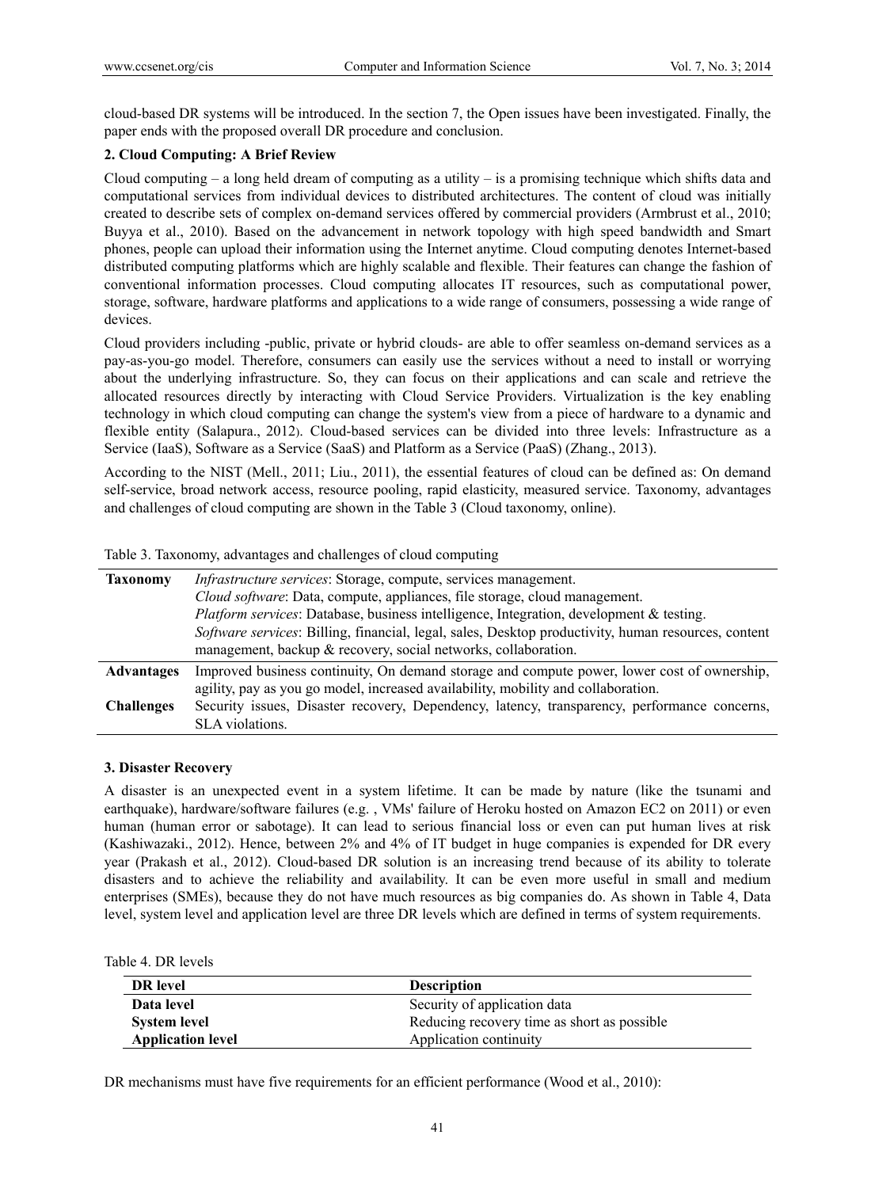cloud-based DR systems will be introduced. In the section 7, the Open issues have been investigated. Finally, the paper ends with the proposed overall DR procedure and conclusion.

## 2. Cloud Computing: A Brief Review

Cloud computing – a long held dream of computing as a utility – is a promising technique which shifts data and computational services from individual devices to distributed architectures. The content of cloud was initially created to describe sets of complex on-demand services offered by commercial providers (Armbrust et al., 2010; Buyya et al., 2010). Based on the advancement in network topology with high speed bandwidth and Smart phones, people can upload their information using the Internet anytime. Cloud computing denotes Internet-based distributed computing platforms which are highly scalable and flexible. Their features can change the fashion of conventional information processes. Cloud computing allocates IT resources, such as computational power, storage, software, hardware platforms and applications to a wide range of consumers, possessing a wide range of devices.

Cloud providers including -public, private or hybrid clouds- are able to offer seamless on-demand services as a pay-as-you-go model. Therefore, consumers can easily use the services without a need to install or worrying about the underlying infrastructure. So, they can focus on their applications and can scale and retrieve the allocated resources directly by interacting with Cloud Service Providers. Virtualization is the key enabling technology in which cloud computing can change the system's view from a piece of hardware to a dynamic and flexible entity (Salapura., 2012). Cloud-based services can be divided into three levels: Infrastructure as a Service (IaaS), Software as a Service (SaaS) and Platform as a Service (PaaS) (Zhang., 2013).

According to the NIST (Mell., 2011; Liu., 2011), the essential features of cloud can be defined as: On demand self-service, broad network access, resource pooling, rapid elasticity, measured service. Taxonomy, advantages and challenges of cloud computing are shown in the Table 3 (Cloud taxonomy, online).

Table 3. Taxonomy, advantages and challenges of cloud computing

| | |
|---|---|
| **Taxonomy** | *Infrastructure services*: Storage, compute, services management.<br>*Cloud software*: Data, compute, appliances, file storage, cloud management.<br>*Platform services*: Database, business intelligence, Integration, development & testing.<br>*Software services*: Billing, financial, legal, sales, Desktop productivity, human resources, content management, backup & recovery, social networks, collaboration. |
| **Advantages** | Improved business continuity, On demand storage and compute power, lower cost of ownership, agility, pay as you go model, increased availability, mobility and collaboration. |
| **Challenges** | Security issues, Disaster recovery, Dependency, latency, transparency, performance concerns, SLA violations. |

## 3. Disaster Recovery

A disaster is an unexpected event in a system lifetime. It can be made by nature (like the tsunami and earthquake), hardware/software failures (e.g. , VMs' failure of Heroku hosted on Amazon EC2 on 2011) or even human (human error or sabotage). It can lead to serious financial loss or even can put human lives at risk (Kashiwazaki., 2012). Hence, between 2% and 4% of IT budget in huge companies is expended for DR every year (Prakash et al., 2012). Cloud-based DR solution is an increasing trend because of its ability to tolerate disasters and to achieve the reliability and availability. It can be even more useful in small and medium enterprises (SMEs), because they do not have much resources as big companies do. As shown in Table 4, Data level, system level and application level are three DR levels which are defined in terms of system requirements.

Table 4. DR levels

| DR level | Description |
|---|---|
| **Data level** | Security of application data |
| **System level** | Reducing recovery time as short as possible |
| **Application level** | Application continuity |

DR mechanisms must have five requirements for an efficient performance (Wood et al., 2010):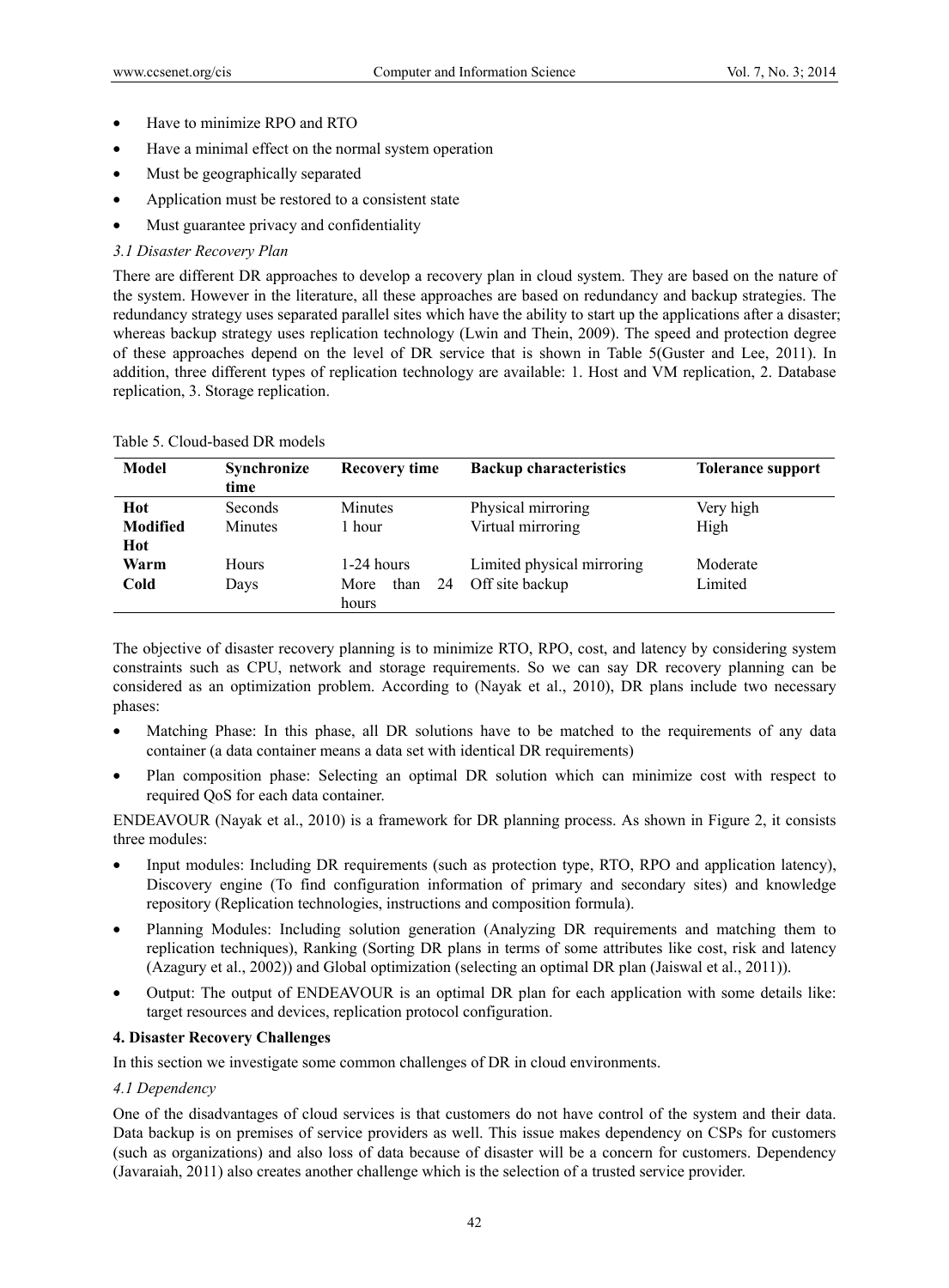- Have to minimize RPO and RTO
- Have a minimal effect on the normal system operation
- Must be geographically separated
- Application must be restored to a consistent state
- Must guarantee privacy and confidentiality

### *3.1 Disaster Recovery Plan*

There are different DR approaches to develop a recovery plan in cloud system. They are based on the nature of the system. However in the literature, all these approaches are based on redundancy and backup strategies. The redundancy strategy uses separated parallel sites which have the ability to start up the applications after a disaster; whereas backup strategy uses replication technology (Lwin and Thein, 2009). The speed and protection degree of these approaches depend on the level of DR service that is shown in Table 5(Guster and Lee, 2011). In addition, three different types of replication technology are available: 1. Host and VM replication, 2. Database replication, 3. Storage replication.

Table 5. Cloud-based DR models

| Model | Synchronize time | Recovery time | Backup characteristics | Tolerance support |
|---|---|---|---|---|
| **Hot** | Seconds | Minutes | Physical mirroring | Very high |
| **Modified Hot** | Minutes | 1 hour | Virtual mirroring | High |
| **Warm** | Hours | 1-24 hours | Limited physical mirroring | Moderate |
| **Cold** | Days | More than 24 hours | Off site backup | Limited |

The objective of disaster recovery planning is to minimize RTO, RPO, cost, and latency by considering system constraints such as CPU, network and storage requirements. So we can say DR recovery planning can be considered as an optimization problem. According to (Nayak et al., 2010), DR plans include two necessary phases:

- Matching Phase: In this phase, all DR solutions have to be matched to the requirements of any data container (a data container means a data set with identical DR requirements)
- Plan composition phase: Selecting an optimal DR solution which can minimize cost with respect to required QoS for each data container.

ENDEAVOUR (Nayak et al., 2010) is a framework for DR planning process. As shown in Figure 2, it consists three modules:

- Input modules: Including DR requirements (such as protection type, RTO, RPO and application latency), Discovery engine (To find configuration information of primary and secondary sites) and knowledge repository (Replication technologies, instructions and composition formula).
- Planning Modules: Including solution generation (Analyzing DR requirements and matching them to replication techniques), Ranking (Sorting DR plans in terms of some attributes like cost, risk and latency (Azagury et al., 2002)) and Global optimization (selecting an optimal DR plan (Jaiswal et al., 2011)).
- Output: The output of ENDEAVOUR is an optimal DR plan for each application with some details like: target resources and devices, replication protocol configuration.

## **4. Disaster Recovery Challenges**

In this section we investigate some common challenges of DR in cloud environments.

### *4.1 Dependency*

One of the disadvantages of cloud services is that customers do not have control of the system and their data. Data backup is on premises of service providers as well. This issue makes dependency on CSPs for customers (such as organizations) and also loss of data because of disaster will be a concern for customers. Dependency (Javaraiah, 2011) also creates another challenge which is the selection of a trusted service provider.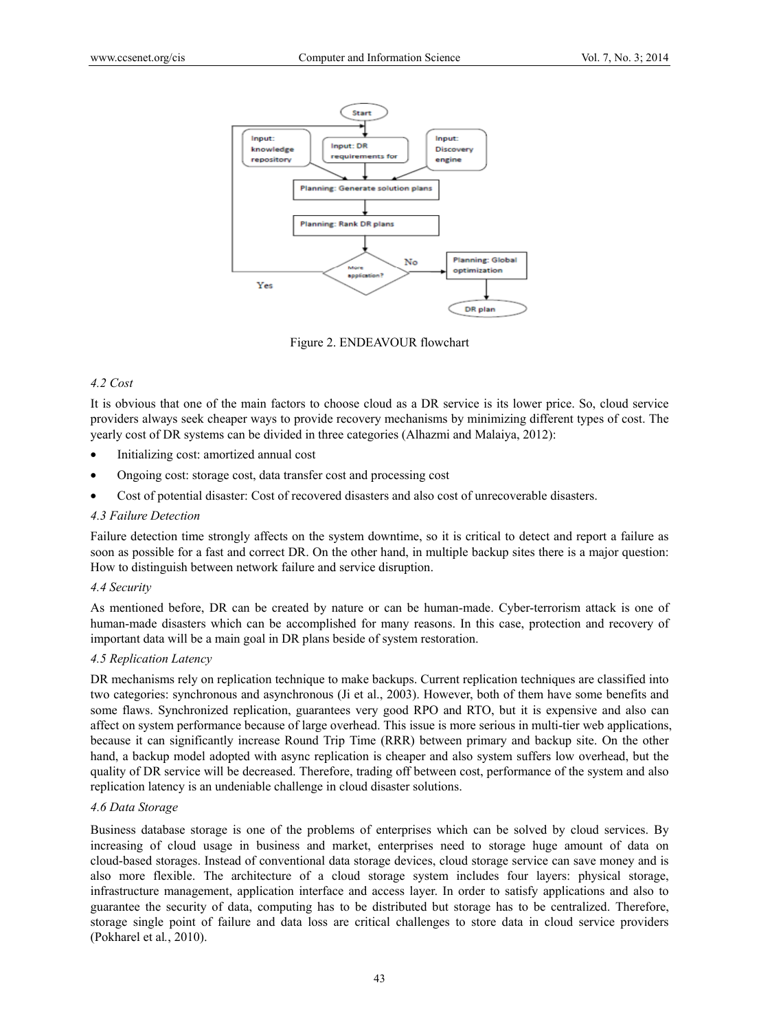Figure 2. ENDEAVOUR flowchart

*4.2 Cost*

It is obvious that one of the main factors to choose cloud as a DR service is its lower price. So, cloud service providers always seek cheaper ways to provide recovery mechanisms by minimizing different types of cost. The yearly cost of DR systems can be divided in three categories (Alhazmi and Malaiya, 2012):

- Initializing cost: amortized annual cost
- Ongoing cost: storage cost, data transfer cost and processing cost
- Cost of potential disaster: Cost of recovered disasters and also cost of unrecoverable disasters.

*4.3 Failure Detection*

Failure detection time strongly affects on the system downtime, so it is critical to detect and report a failure as soon as possible for a fast and correct DR. On the other hand, in multiple backup sites there is a major question: How to distinguish between network failure and service disruption.

*4.4 Security*

As mentioned before, DR can be created by nature or can be human-made. Cyber-terrorism attack is one of human-made disasters which can be accomplished for many reasons. In this case, protection and recovery of important data will be a main goal in DR plans beside of system restoration.

*4.5 Replication Latency*

DR mechanisms rely on replication technique to make backups. Current replication techniques are classified into two categories: synchronous and asynchronous (Ji et al., 2003). However, both of them have some benefits and some flaws. Synchronized replication, guarantees very good RPO and RTO, but it is expensive and also can affect on system performance because of large overhead. This issue is more serious in multi-tier web applications, because it can significantly increase Round Trip Time (RRR) between primary and backup site. On the other hand, a backup model adopted with async replication is cheaper and also system suffers low overhead, but the quality of DR service will be decreased. Therefore, trading off between cost, performance of the system and also replication latency is an undeniable challenge in cloud disaster solutions.

*4.6 Data Storage*

Business database storage is one of the problems of enterprises which can be solved by cloud services. By increasing of cloud usage in business and market, enterprises need to storage huge amount of data on cloud-based storages. Instead of conventional data storage devices, cloud storage service can save money and is also more flexible. The architecture of a cloud storage system includes four layers: physical storage, infrastructure management, application interface and access layer. In order to satisfy applications and also to guarantee the security of data, computing has to be distributed but storage has to be centralized. Therefore, storage single point of failure and data loss are critical challenges to store data in cloud service providers (Pokharel et al., 2010).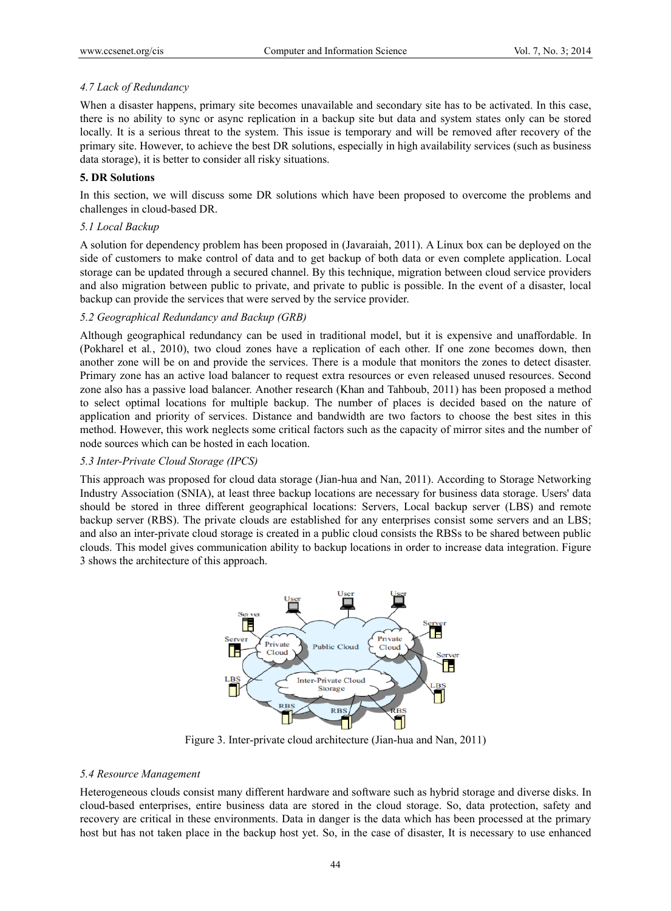### 4.7 Lack of Redundancy

When a disaster happens, primary site becomes unavailable and secondary site has to be activated. In this case, there is no ability to sync or async replication in a backup site but data and system states only can be stored locally. It is a serious threat to the system. This issue is temporary and will be removed after recovery of the primary site. However, to achieve the best DR solutions, especially in high availability services (such as business data storage), it is better to consider all risky situations.

## 5. DR Solutions

In this section, we will discuss some DR solutions which have been proposed to overcome the problems and challenges in cloud-based DR.

### 5.1 Local Backup

A solution for dependency problem has been proposed in (Javaraiah, 2011). A Linux box can be deployed on the side of customers to make control of data and to get backup of both data or even complete application. Local storage can be updated through a secured channel. By this technique, migration between cloud service providers and also migration between public to private, and private to public is possible. In the event of a disaster, local backup can provide the services that were served by the service provider.

### 5.2 Geographical Redundancy and Backup (GRB)

Although geographical redundancy can be used in traditional model, but it is expensive and unaffordable. In (Pokharel et al., 2010), two cloud zones have a replication of each other. If one zone becomes down, then another zone will be on and provide the services. There is a module that monitors the zones to detect disaster. Primary zone has an active load balancer to request extra resources or even released unused resources. Second zone also has a passive load balancer. Another research (Khan and Tahboub, 2011) has been proposed a method to select optimal locations for multiple backup. The number of places is decided based on the nature of application and priority of services. Distance and bandwidth are two factors to choose the best sites in this method. However, this work neglects some critical factors such as the capacity of mirror sites and the number of node sources which can be hosted in each location.

### 5.3 Inter-Private Cloud Storage (IPCS)

This approach was proposed for cloud data storage (Jian-hua and Nan, 2011). According to Storage Networking Industry Association (SNIA), at least three backup locations are necessary for business data storage. Users' data should be stored in three different geographical locations: Servers, Local backup server (LBS) and remote backup server (RBS). The private clouds are established for any enterprises consist some servers and an LBS; and also an inter-private cloud storage is created in a public cloud consists the RBSs to be shared between public clouds. This model gives communication ability to backup locations in order to increase data integration. Figure 3 shows the architecture of this approach.

Figure 3. Inter-private cloud architecture (Jian-hua and Nan, 2011)

### 5.4 Resource Management

Heterogeneous clouds consist many different hardware and software such as hybrid storage and diverse disks. In cloud-based enterprises, entire business data are stored in the cloud storage. So, data protection, safety and recovery are critical in these environments. Data in danger is the data which has been processed at the primary host but has not taken place in the backup host yet. So, in the case of disaster, It is necessary to use enhanced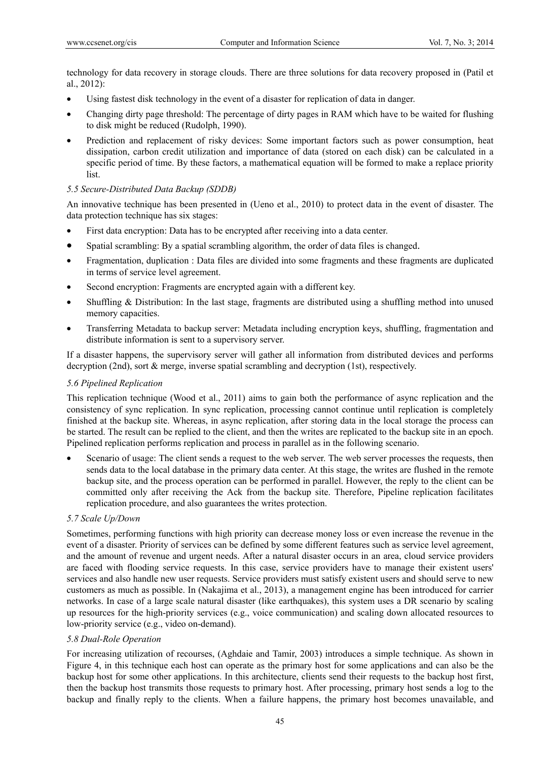technology for data recovery in storage clouds. There are three solutions for data recovery proposed in (Patil et al., 2012):

- Using fastest disk technology in the event of a disaster for replication of data in danger.
- Changing dirty page threshold: The percentage of dirty pages in RAM which have to be waited for flushing to disk might be reduced (Rudolph, 1990).
- Prediction and replacement of risky devices: Some important factors such as power consumption, heat dissipation, carbon credit utilization and importance of data (stored on each disk) can be calculated in a specific period of time. By these factors, a mathematical equation will be formed to make a replace priority list.

### *5.5 Secure-Distributed Data Backup (SDDB)*

An innovative technique has been presented in (Ueno et al., 2010) to protect data in the event of disaster. The data protection technique has six stages:

- First data encryption: Data has to be encrypted after receiving into a data center.
- Spatial scrambling: By a spatial scrambling algorithm, the order of data files is changed.
- Fragmentation, duplication : Data files are divided into some fragments and these fragments are duplicated in terms of service level agreement.
- Second encryption: Fragments are encrypted again with a different key.
- Shuffling & Distribution: In the last stage, fragments are distributed using a shuffling method into unused memory capacities.
- Transferring Metadata to backup server: Metadata including encryption keys, shuffling, fragmentation and distribute information is sent to a supervisory server.

If a disaster happens, the supervisory server will gather all information from distributed devices and performs decryption (2nd), sort & merge, inverse spatial scrambling and decryption (1st), respectively.

### *5.6 Pipelined Replication*

This replication technique (Wood et al., 2011) aims to gain both the performance of async replication and the consistency of sync replication. In sync replication, processing cannot continue until replication is completely finished at the backup site. Whereas, in async replication, after storing data in the local storage the process can be started. The result can be replied to the client, and then the writes are replicated to the backup site in an epoch. Pipelined replication performs replication and process in parallel as in the following scenario.

- Scenario of usage: The client sends a request to the web server. The web server processes the requests, then sends data to the local database in the primary data center. At this stage, the writes are flushed in the remote backup site, and the process operation can be performed in parallel. However, the reply to the client can be committed only after receiving the Ack from the backup site. Therefore, Pipeline replication facilitates replication procedure, and also guarantees the writes protection.

### *5.7 Scale Up/Down*

Sometimes, performing functions with high priority can decrease money loss or even increase the revenue in the event of a disaster. Priority of services can be defined by some different features such as service level agreement, and the amount of revenue and urgent needs. After a natural disaster occurs in an area, cloud service providers are faced with flooding service requests. In this case, service providers have to manage their existent users' services and also handle new user requests. Service providers must satisfy existent users and should serve to new customers as much as possible. In (Nakajima et al., 2013), a management engine has been introduced for carrier networks. In case of a large scale natural disaster (like earthquakes), this system uses a DR scenario by scaling up resources for the high-priority services (e.g., voice communication) and scaling down allocated resources to low-priority service (e.g., video on-demand).

### *5.8 Dual-Role Operation*

For increasing utilization of recourses, (Aghdaie and Tamir, 2003) introduces a simple technique. As shown in Figure 4, in this technique each host can operate as the primary host for some applications and can also be the backup host for some other applications. In this architecture, clients send their requests to the backup host first, then the backup host transmits those requests to primary host. After processing, primary host sends a log to the backup and finally reply to the clients. When a failure happens, the primary host becomes unavailable, and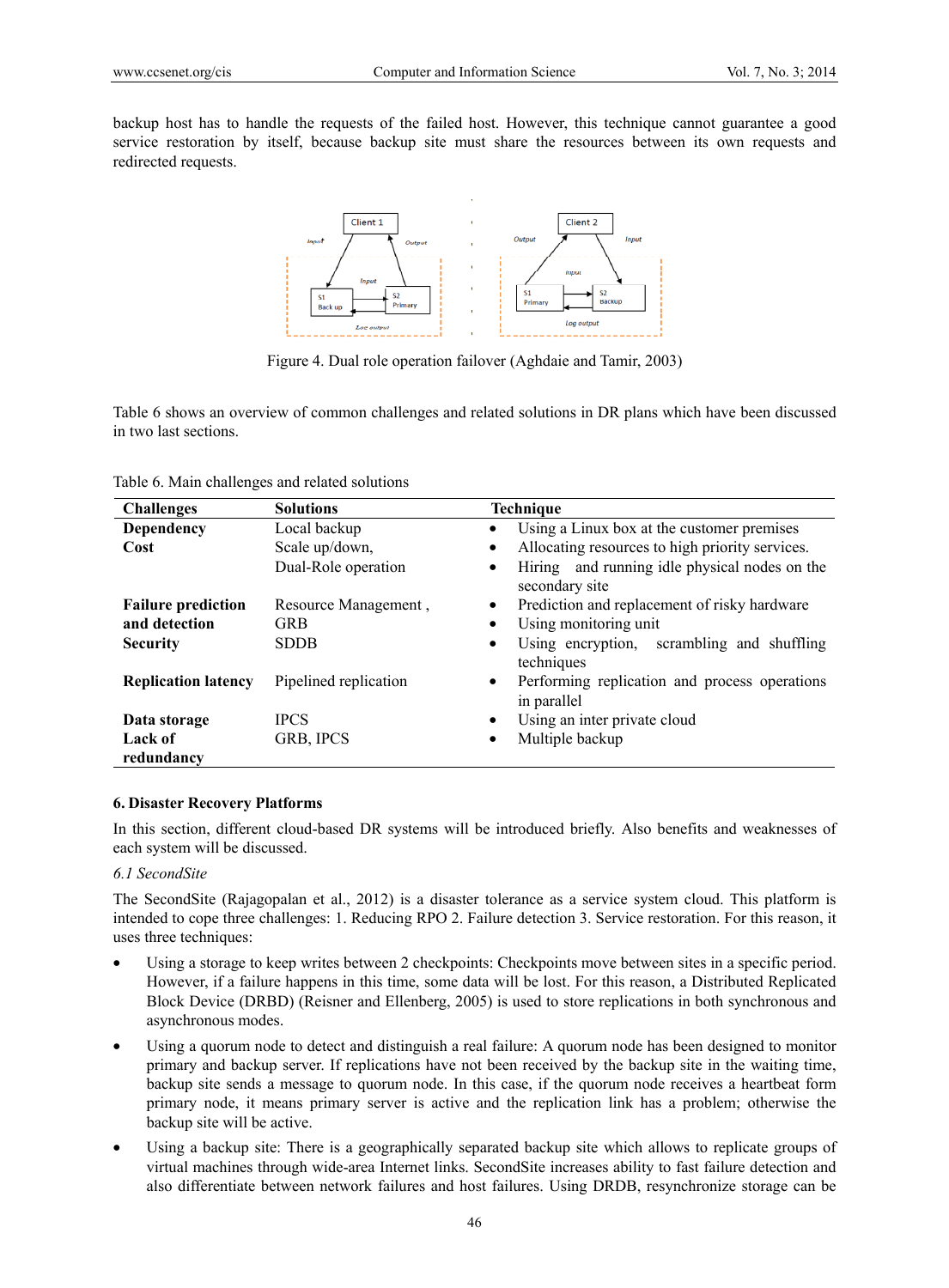backup host has to handle the requests of the failed host. However, this technique cannot guarantee a good service restoration by itself, because backup site must share the resources between its own requests and redirected requests.

Figure 4. Dual role operation failover (Aghdaie and Tamir, 2003)

Table 6 shows an overview of common challenges and related solutions in DR plans which have been discussed in two last sections.

Table 6. Main challenges and related solutions

| Challenges | Solutions | Technique |
|---|---|---|
| **Dependency** | Local backup | • Using a Linux box at the customer premises |
| **Cost** | Scale up/down, Dual-Role operation | • Allocating resources to high priority services. • Hiring and running idle physical nodes on the secondary site |
| **Failure prediction and detection** | Resource Management , GRB | • Prediction and replacement of risky hardware • Using monitoring unit |
| **Security** | SDDB | • Using encryption, scrambling and shuffling techniques |
| **Replication latency** | Pipelined replication | • Performing replication and process operations in parallel |
| **Data storage** | IPCS | • Using an inter private cloud |
| **Lack of redundancy** | GRB, IPCS | • Multiple backup |

### 6. Disaster Recovery Platforms

In this section, different cloud-based DR systems will be introduced briefly. Also benefits and weaknesses of each system will be discussed.

#### *6.1 SecondSite*

The SecondSite (Rajagopalan et al., 2012) is a disaster tolerance as a service system cloud. This platform is intended to cope three challenges: 1. Reducing RPO 2. Failure detection 3. Service restoration. For this reason, it uses three techniques:

- Using a storage to keep writes between 2 checkpoints: Checkpoints move between sites in a specific period. However, if a failure happens in this time, some data will be lost. For this reason, a Distributed Replicated Block Device (DRBD) (Reisner and Ellenberg, 2005) is used to store replications in both synchronous and asynchronous modes.
- Using a quorum node to detect and distinguish a real failure: A quorum node has been designed to monitor primary and backup server. If replications have not been received by the backup site in the waiting time, backup site sends a message to quorum node. In this case, if the quorum node receives a heartbeat form primary node, it means primary server is active and the replication link has a problem; otherwise the backup site will be active.
- Using a backup site: There is a geographically separated backup site which allows to replicate groups of virtual machines through wide-area Internet links. SecondSite increases ability to fast failure detection and also differentiate between network failures and host failures. Using DRDB, resynchronize storage can be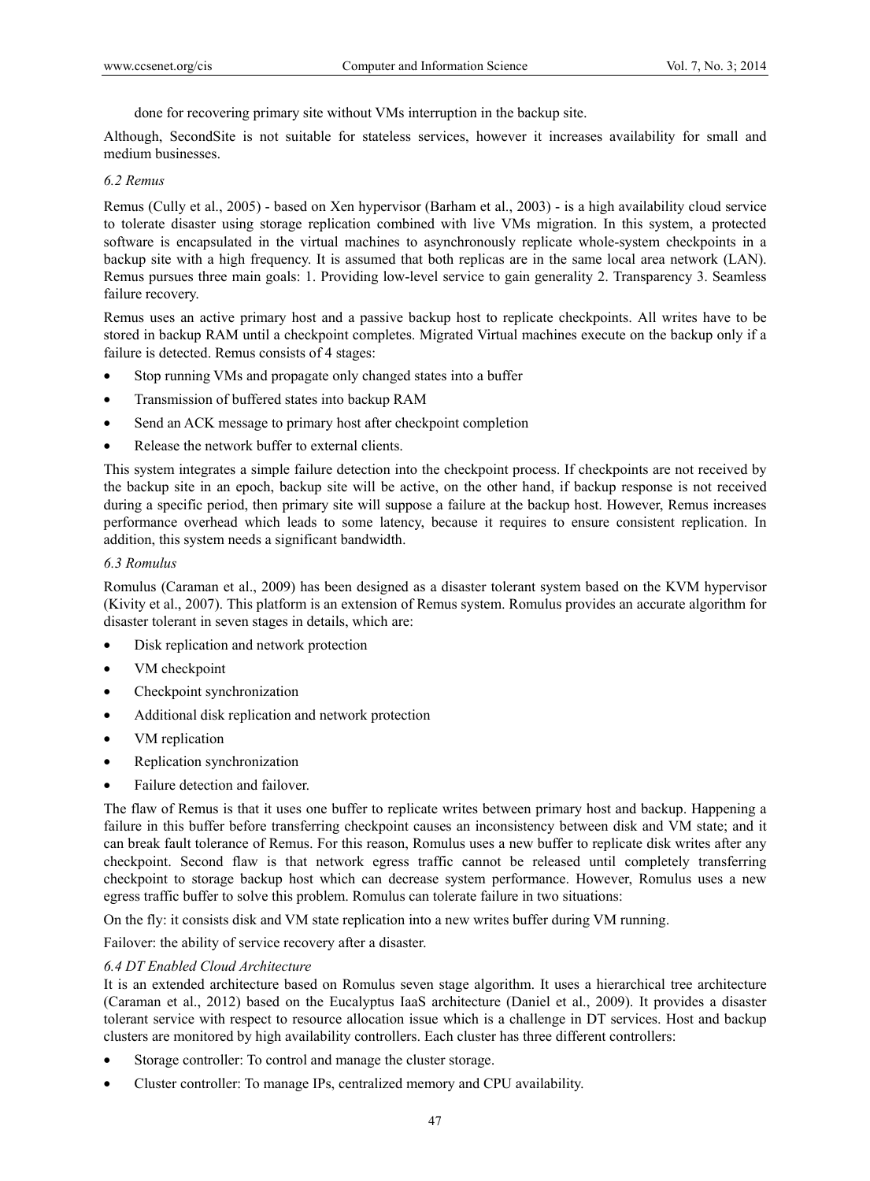done for recovering primary site without VMs interruption in the backup site.

Although, SecondSite is not suitable for stateless services, however it increases availability for small and medium businesses.

### *6.2 Remus*

Remus (Cully et al., 2005) - based on Xen hypervisor (Barham et al., 2003) - is a high availability cloud service to tolerate disaster using storage replication combined with live VMs migration. In this system, a protected software is encapsulated in the virtual machines to asynchronously replicate whole-system checkpoints in a backup site with a high frequency. It is assumed that both replicas are in the same local area network (LAN). Remus pursues three main goals: 1. Providing low-level service to gain generality 2. Transparency 3. Seamless failure recovery.

Remus uses an active primary host and a passive backup host to replicate checkpoints. All writes have to be stored in backup RAM until a checkpoint completes. Migrated Virtual machines execute on the backup only if a failure is detected. Remus consists of 4 stages:

- Stop running VMs and propagate only changed states into a buffer
- Transmission of buffered states into backup RAM
- Send an ACK message to primary host after checkpoint completion
- Release the network buffer to external clients.

This system integrates a simple failure detection into the checkpoint process. If checkpoints are not received by the backup site in an epoch, backup site will be active, on the other hand, if backup response is not received during a specific period, then primary site will suppose a failure at the backup host. However, Remus increases performance overhead which leads to some latency, because it requires to ensure consistent replication. In addition, this system needs a significant bandwidth.

### *6.3 Romulus*

Romulus (Caraman et al., 2009) has been designed as a disaster tolerant system based on the KVM hypervisor (Kivity et al., 2007). This platform is an extension of Remus system. Romulus provides an accurate algorithm for disaster tolerant in seven stages in details, which are:

- Disk replication and network protection
- VM checkpoint
- Checkpoint synchronization
- Additional disk replication and network protection
- VM replication
- Replication synchronization
- Failure detection and failover.

The flaw of Remus is that it uses one buffer to replicate writes between primary host and backup. Happening a failure in this buffer before transferring checkpoint causes an inconsistency between disk and VM state; and it can break fault tolerance of Remus. For this reason, Romulus uses a new buffer to replicate disk writes after any checkpoint. Second flaw is that network egress traffic cannot be released until completely transferring checkpoint to storage backup host which can decrease system performance. However, Romulus uses a new egress traffic buffer to solve this problem. Romulus can tolerate failure in two situations:

On the fly: it consists disk and VM state replication into a new writes buffer during VM running.

Failover: the ability of service recovery after a disaster.

### *6.4 DT Enabled Cloud Architecture*

It is an extended architecture based on Romulus seven stage algorithm. It uses a hierarchical tree architecture (Caraman et al., 2012) based on the Eucalyptus IaaS architecture (Daniel et al., 2009). It provides a disaster tolerant service with respect to resource allocation issue which is a challenge in DT services. Host and backup clusters are monitored by high availability controllers. Each cluster has three different controllers:

- Storage controller: To control and manage the cluster storage.
- Cluster controller: To manage IPs, centralized memory and CPU availability.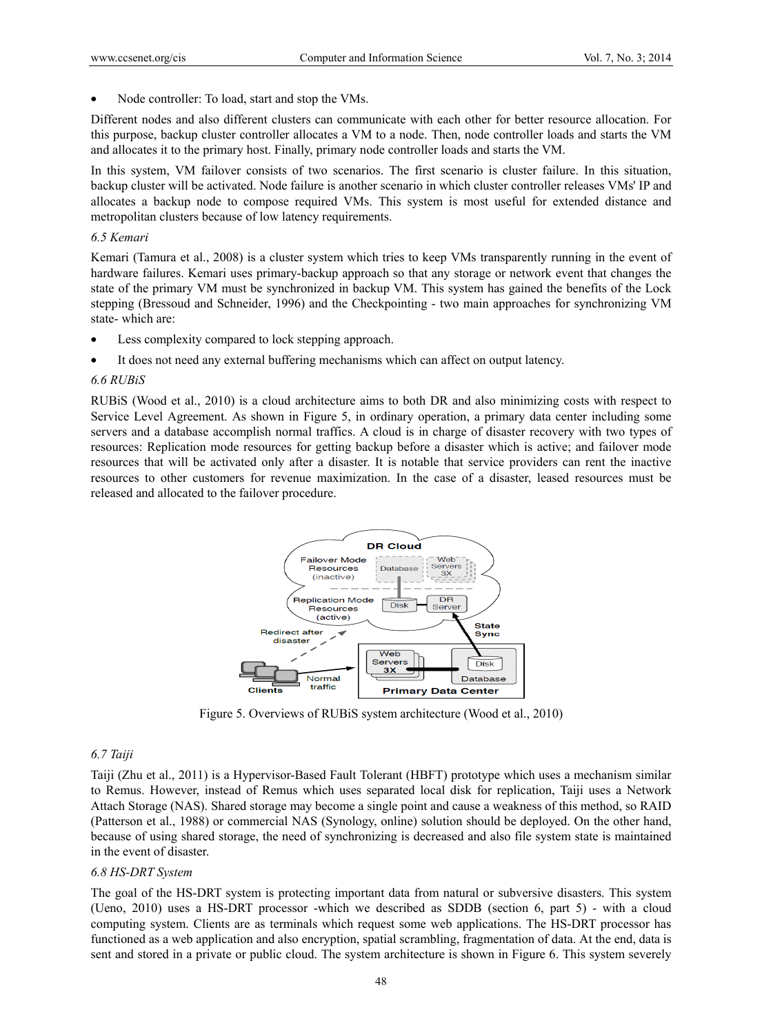- Node controller: To load, start and stop the VMs.

Different nodes and also different clusters can communicate with each other for better resource allocation. For this purpose, backup cluster controller allocates a VM to a node. Then, node controller loads and starts the VM and allocates it to the primary host. Finally, primary node controller loads and starts the VM.

In this system, VM failover consists of two scenarios. The first scenario is cluster failure. In this situation, backup cluster will be activated. Node failure is another scenario in which cluster controller releases VMs' IP and allocates a backup node to compose required VMs. This system is most useful for extended distance and metropolitan clusters because of low latency requirements.

*6.5 Kemari*

Kemari (Tamura et al., 2008) is a cluster system which tries to keep VMs transparently running in the event of hardware failures. Kemari uses primary-backup approach so that any storage or network event that changes the state of the primary VM must be synchronized in backup VM. This system has gained the benefits of the Lock stepping (Bressoud and Schneider, 1996) and the Checkpointing - two main approaches for synchronizing VM state- which are:

- Less complexity compared to lock stepping approach.
- It does not need any external buffering mechanisms which can affect on output latency.

*6.6 RUBiS*

RUBiS (Wood et al., 2010) is a cloud architecture aims to both DR and also minimizing costs with respect to Service Level Agreement. As shown in Figure 5, in ordinary operation, a primary data center including some servers and a database accomplish normal traffics. A cloud is in charge of disaster recovery with two types of resources: Replication mode resources for getting backup before a disaster which is active; and failover mode resources that will be activated only after a disaster. It is notable that service providers can rent the inactive resources to other customers for revenue maximization. In the case of a disaster, leased resources must be released and allocated to the failover procedure.

Figure 5. Overviews of RUBiS system architecture (Wood et al., 2010)

*6.7 Taiji*

Taiji (Zhu et al., 2011) is a Hypervisor-Based Fault Tolerant (HBFT) prototype which uses a mechanism similar to Remus. However, instead of Remus which uses separated local disk for replication, Taiji uses a Network Attach Storage (NAS). Shared storage may become a single point and cause a weakness of this method, so RAID (Patterson et al., 1988) or commercial NAS (Synology, online) solution should be deployed. On the other hand, because of using shared storage, the need of synchronizing is decreased and also file system state is maintained in the event of disaster.

*6.8 HS-DRT System*

The goal of the HS-DRT system is protecting important data from natural or subversive disasters. This system (Ueno, 2010) uses a HS-DRT processor -which we described as SDDB (section 6, part 5) - with a cloud computing system. Clients are as terminals which request some web applications. The HS-DRT processor has functioned as a web application and also encryption, spatial scrambling, fragmentation of data. At the end, data is sent and stored in a private or public cloud. The system architecture is shown in Figure 6. This system severely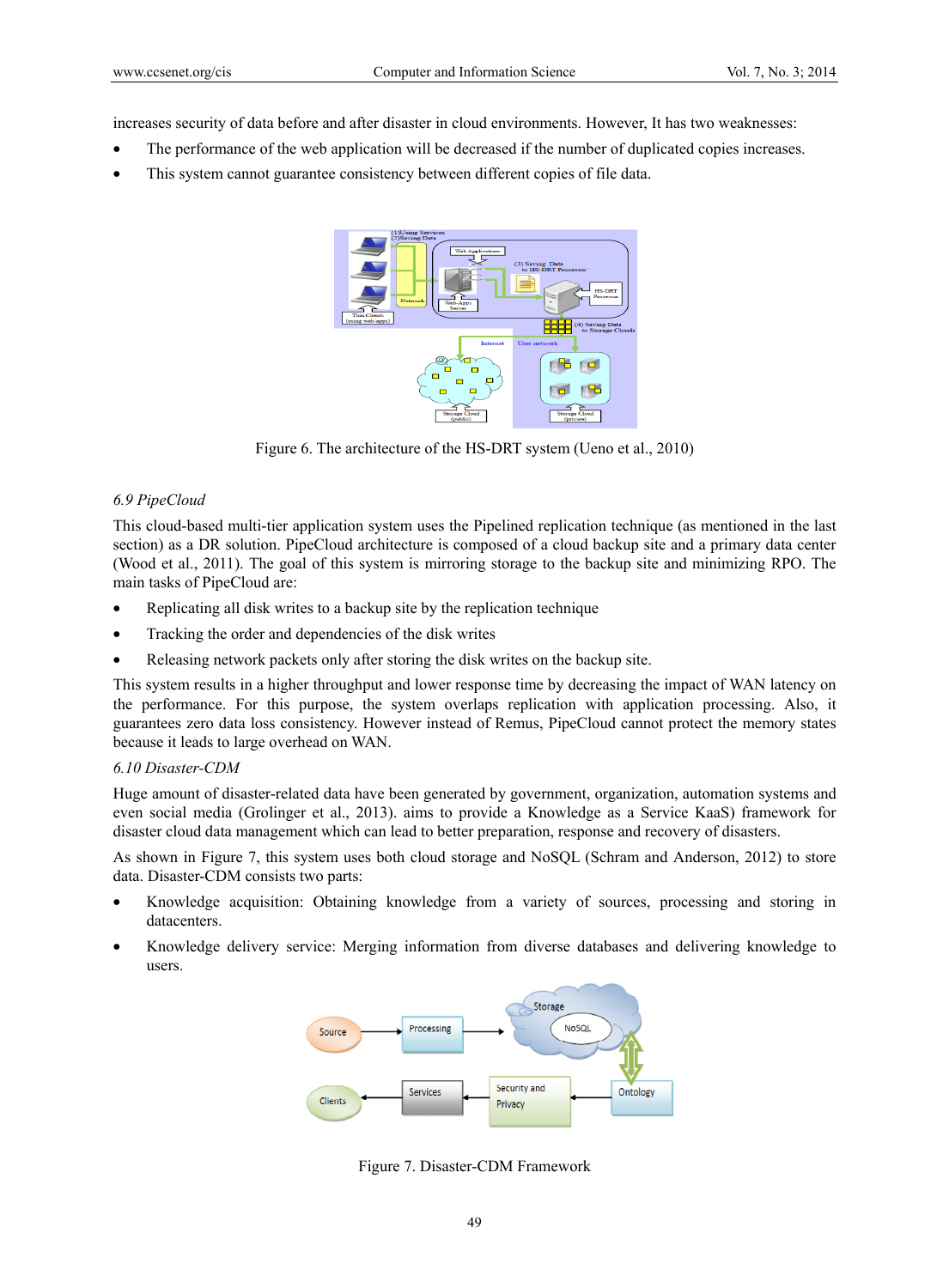increases security of data before and after disaster in cloud environments. However, It has two weaknesses:

- The performance of the web application will be decreased if the number of duplicated copies increases.
- This system cannot guarantee consistency between different copies of file data.

Figure 6. The architecture of the HS-DRT system (Ueno et al., 2010)

### *6.9 PipeCloud*

This cloud-based multi-tier application system uses the Pipelined replication technique (as mentioned in the last section) as a DR solution. PipeCloud architecture is composed of a cloud backup site and a primary data center (Wood et al., 2011). The goal of this system is mirroring storage to the backup site and minimizing RPO. The main tasks of PipeCloud are:

- Replicating all disk writes to a backup site by the replication technique
- Tracking the order and dependencies of the disk writes
- Releasing network packets only after storing the disk writes on the backup site.

This system results in a higher throughput and lower response time by decreasing the impact of WAN latency on the performance. For this purpose, the system overlaps replication with application processing. Also, it guarantees zero data loss consistency. However instead of Remus, PipeCloud cannot protect the memory states because it leads to large overhead on WAN.

### *6.10 Disaster-CDM*

Huge amount of disaster-related data have been generated by government, organization, automation systems and even social media (Grolinger et al., 2013). aims to provide a Knowledge as a Service KaaS) framework for disaster cloud data management which can lead to better preparation, response and recovery of disasters.

As shown in Figure 7, this system uses both cloud storage and NoSQL (Schram and Anderson, 2012) to store data. Disaster-CDM consists two parts:

- Knowledge acquisition: Obtaining knowledge from a variety of sources, processing and storing in datacenters.
- Knowledge delivery service: Merging information from diverse databases and delivering knowledge to users.

Figure 7. Disaster-CDM Framework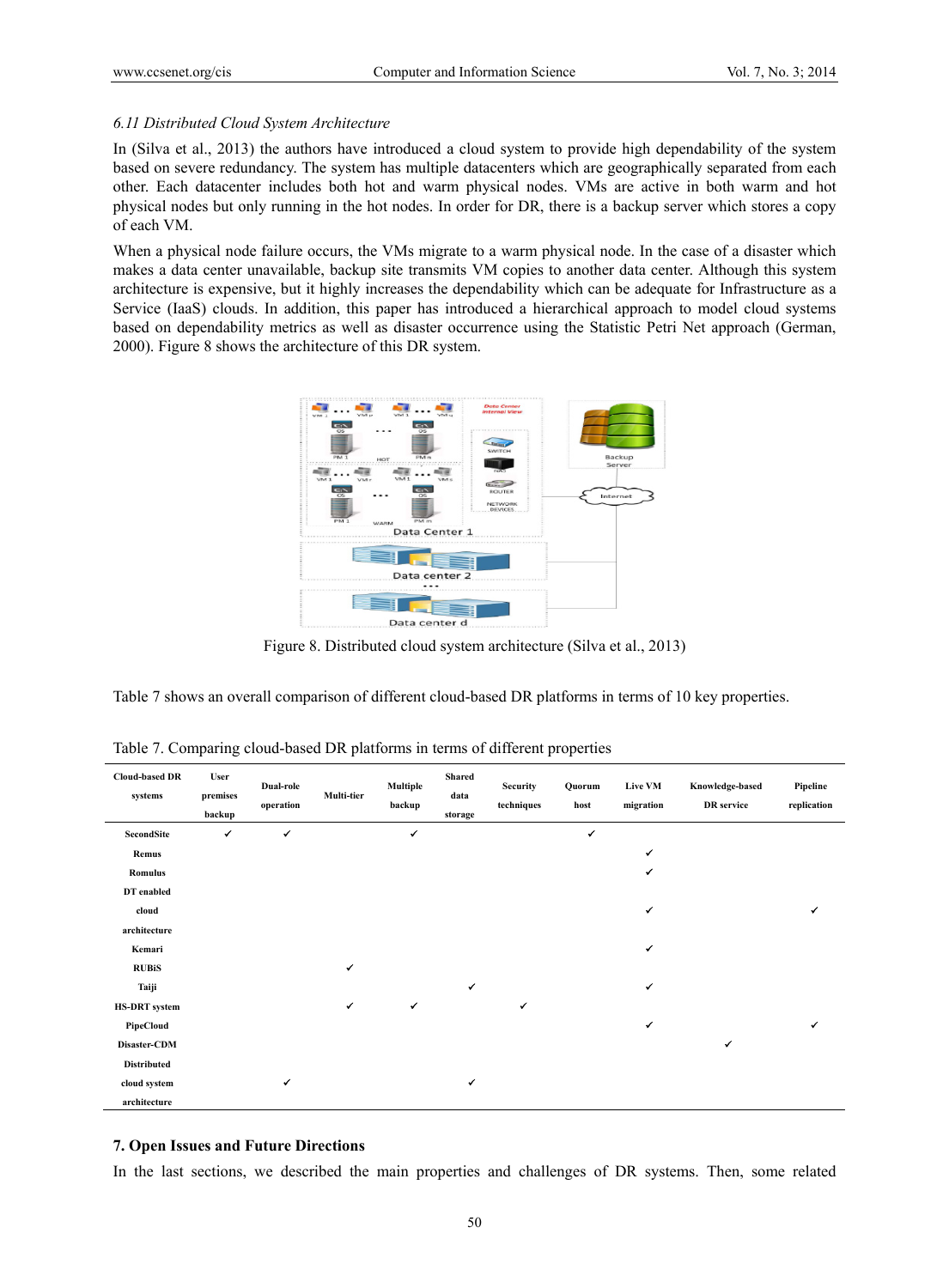### 6.11 Distributed Cloud System Architecture

In (Silva et al., 2013) the authors have introduced a cloud system to provide high dependability of the system based on severe redundancy. The system has multiple datacenters which are geographically separated from each other. Each datacenter includes both hot and warm physical nodes. VMs are active in both warm and hot physical nodes but only running in the hot nodes. In order for DR, there is a backup server which stores a copy of each VM.

When a physical node failure occurs, the VMs migrate to a warm physical node. In the case of a disaster which makes a data center unavailable, backup site transmits VM copies to another data center. Although this system architecture is expensive, but it highly increases the dependability which can be adequate for Infrastructure as a Service (IaaS) clouds. In addition, this paper has introduced a hierarchical approach to model cloud systems based on dependability metrics as well as disaster occurrence using the Statistic Petri Net approach (German, 2000). Figure 8 shows the architecture of this DR system.

Figure 8. Distributed cloud system architecture (Silva et al., 2013)

Table 7 shows an overall comparison of different cloud-based DR platforms in terms of 10 key properties.

Table 7. Comparing cloud-based DR platforms in terms of different properties

| Cloud-based DR systems | User premises backup | Dual-role operation | Multi-tier | Multiple backup | Shared data storage | Security techniques | Quorum host | Live VM migration | Knowledge-based DR service | Pipeline replication |
|---|---|---|---|---|---|---|---|---|---|---|
| SecondSite | ✔ | ✔ | | ✔ | | | ✔ | | | |
| Remus | | | | | | | | ✔ | | |
| Romulus | | | | | | | | ✔ | | |
| DT enabled cloud architecture | | | | | | | | ✔ | | ✔ |
| Kemari | | | | | | | | ✔ | | |
| RUBiS | | | ✔ | | | | | | | |
| Taiji | | | | | ✔ | | | ✔ | | |
| HS-DRT system | | | ✔ | ✔ | | ✔ | | | | |
| PipeCloud | | | | | | | | ✔ | | ✔ |
| Disaster-CDM | | | | | | | | | ✔ | |
| Distributed cloud system architecture | | ✔ | | | ✔ | | | | | |

## 7. Open Issues and Future Directions

In the last sections, we described the main properties and challenges of DR systems. Then, some related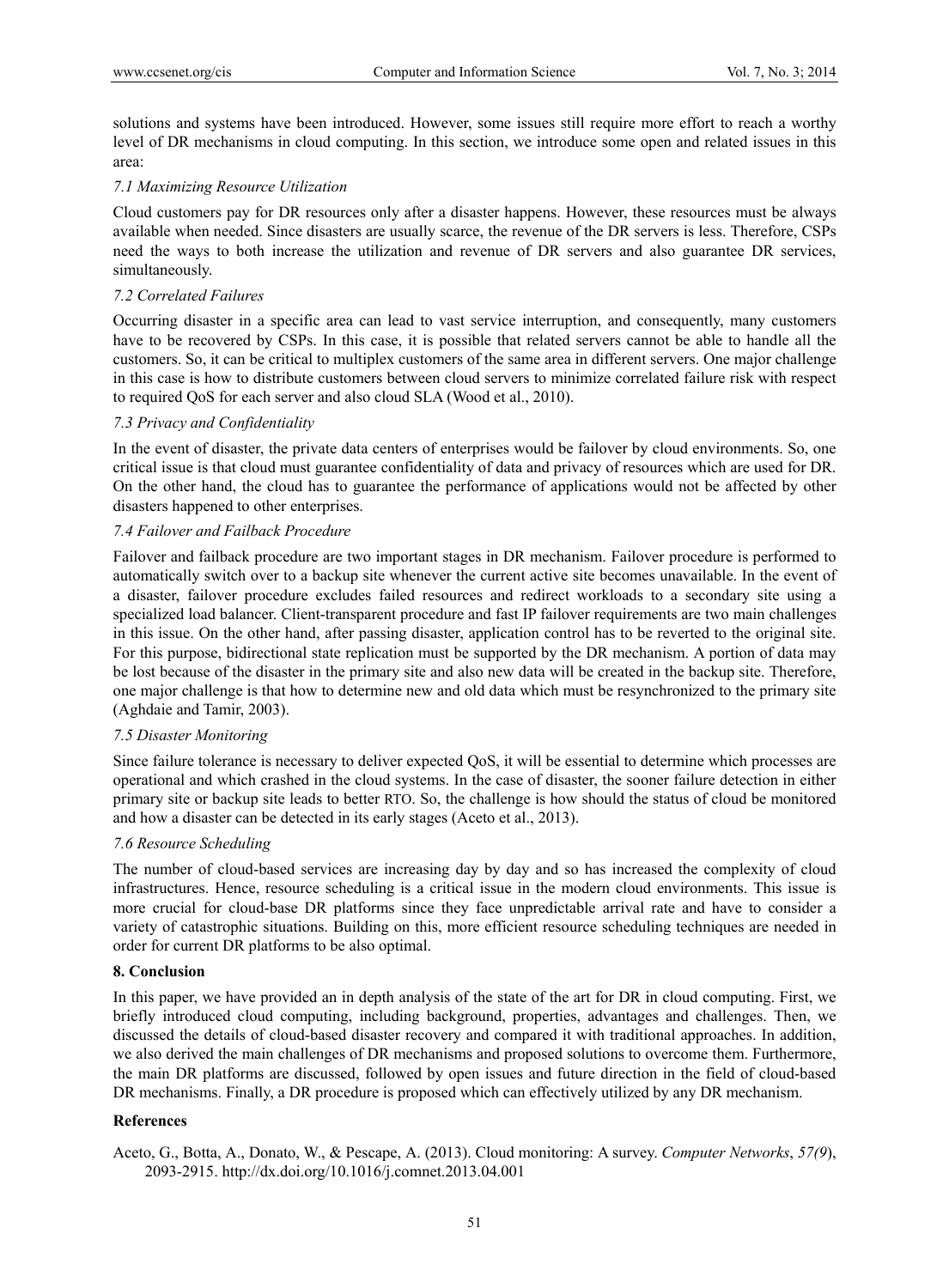solutions and systems have been introduced. However, some issues still require more effort to reach a worthy level of DR mechanisms in cloud computing. In this section, we introduce some open and related issues in this area:

### *7.1 Maximizing Resource Utilization*

Cloud customers pay for DR resources only after a disaster happens. However, these resources must be always available when needed. Since disasters are usually scarce, the revenue of the DR servers is less. Therefore, CSPs need the ways to both increase the utilization and revenue of DR servers and also guarantee DR services, simultaneously.

### *7.2 Correlated Failures*

Occurring disaster in a specific area can lead to vast service interruption, and consequently, many customers have to be recovered by CSPs. In this case, it is possible that related servers cannot be able to handle all the customers. So, it can be critical to multiplex customers of the same area in different servers. One major challenge in this case is how to distribute customers between cloud servers to minimize correlated failure risk with respect to required QoS for each server and also cloud SLA (Wood et al., 2010).

### *7.3 Privacy and Confidentiality*

In the event of disaster, the private data centers of enterprises would be failover by cloud environments. So, one critical issue is that cloud must guarantee confidentiality of data and privacy of resources which are used for DR. On the other hand, the cloud has to guarantee the performance of applications would not be affected by other disasters happened to other enterprises.

### *7.4 Failover and Failback Procedure*

Failover and failback procedure are two important stages in DR mechanism. Failover procedure is performed to automatically switch over to a backup site whenever the current active site becomes unavailable. In the event of a disaster, failover procedure excludes failed resources and redirect workloads to a secondary site using a specialized load balancer. Client-transparent procedure and fast IP failover requirements are two main challenges in this issue. On the other hand, after passing disaster, application control has to be reverted to the original site. For this purpose, bidirectional state replication must be supported by the DR mechanism. A portion of data may be lost because of the disaster in the primary site and also new data will be created in the backup site. Therefore, one major challenge is that how to determine new and old data which must be resynchronized to the primary site (Aghdaie and Tamir, 2003).

### *7.5 Disaster Monitoring*

Since failure tolerance is necessary to deliver expected QoS, it will be essential to determine which processes are operational and which crashed in the cloud systems. In the case of disaster, the sooner failure detection in either primary site or backup site leads to better RTO. So, the challenge is how should the status of cloud be monitored and how a disaster can be detected in its early stages (Aceto et al., 2013).

### *7.6 Resource Scheduling*

The number of cloud-based services are increasing day by day and so has increased the complexity of cloud infrastructures. Hence, resource scheduling is a critical issue in the modern cloud environments. This issue is more crucial for cloud-base DR platforms since they face unpredictable arrival rate and have to consider a variety of catastrophic situations. Building on this, more efficient resource scheduling techniques are needed in order for current DR platforms to be also optimal.

## 8. Conclusion

In this paper, we have provided an in depth analysis of the state of the art for DR in cloud computing. First, we briefly introduced cloud computing, including background, properties, advantages and challenges. Then, we discussed the details of cloud-based disaster recovery and compared it with traditional approaches. In addition, we also derived the main challenges of DR mechanisms and proposed solutions to overcome them. Furthermore, the main DR platforms are discussed, followed by open issues and future direction in the field of cloud-based DR mechanisms. Finally, a DR procedure is proposed which can effectively utilized by any DR mechanism.

## References

Aceto, G., Botta, A., Donato, W., & Pescape, A. (2013). Cloud monitoring: A survey. *Computer Networks*, *57(9*), 2093-2915. http://dx.doi.org/10.1016/j.comnet.2013.04.001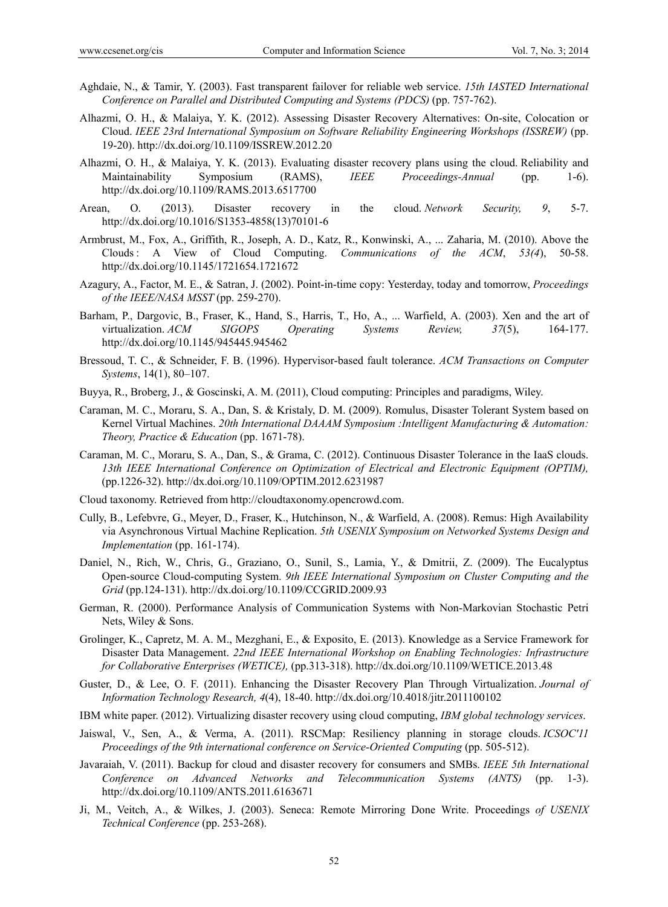Aghdaie, N., & Tamir, Y. (2003). Fast transparent failover for reliable web service. *15th IASTED International Conference on Parallel and Distributed Computing and Systems (PDCS)* (pp. 757-762).

Alhazmi, O. H., & Malaiya, Y. K. (2012). Assessing Disaster Recovery Alternatives: On-site, Colocation or Cloud. *IEEE 23rd International Symposium on Software Reliability Engineering Workshops (ISSREW)* (pp. 19-20). http://dx.doi.org/10.1109/ISSREW.2012.20

Alhazmi, O. H., & Malaiya, Y. K. (2013). Evaluating disaster recovery plans using the cloud. Reliability and Maintainability Symposium (RAMS), *IEEE Proceedings-Annual* (pp. 1-6). http://dx.doi.org/10.1109/RAMS.2013.6517700

Arean, O. (2013). Disaster recovery in the cloud. *Network Security, 9*, 5-7. http://dx.doi.org/10.1016/S1353-4858(13)70101-6

Armbrust, M., Fox, A., Griffith, R., Joseph, A. D., Katz, R., Konwinski, A., ... Zaharia, M. (2010). Above the Clouds : A View of Cloud Computing. *Communications of the ACM*, *53(4*), 50-58. http://dx.doi.org/10.1145/1721654.1721672

Azagury, A., Factor, M. E., & Satran, J. (2002). Point-in-time copy: Yesterday, today and tomorrow, *Proceedings of the IEEE/NASA MSST* (pp. 259-270).

Barham, P., Dargovic, B., Fraser, K., Hand, S., Harris, T., Ho, A., ... Warfield, A. (2003). Xen and the art of virtualization. *ACM SIGOPS Operating Systems Review, 37*(5), 164-177. http://dx.doi.org/10.1145/945445.945462

Bressoud, T. C., & Schneider, F. B. (1996). Hypervisor-based fault tolerance. *ACM Transactions on Computer Systems*, 14(1), 80–107.

Buyya, R., Broberg, J., & Goscinski, A. M. (2011), Cloud computing: Principles and paradigms, Wiley.

Caraman, M. C., Moraru, S. A., Dan, S. & Kristaly, D. M. (2009). Romulus, Disaster Tolerant System based on Kernel Virtual Machines. *20th International DAAAM Symposium :Intelligent Manufacturing & Automation: Theory, Practice & Education* (pp. 1671-78).

Caraman, M. C., Moraru, S. A., Dan, S., & Grama, C. (2012). Continuous Disaster Tolerance in the IaaS clouds. *13th IEEE International Conference on Optimization of Electrical and Electronic Equipment (OPTIM),* (pp.1226-32). http://dx.doi.org/10.1109/OPTIM.2012.6231987

Cloud taxonomy. Retrieved from http://cloudtaxonomy.opencrowd.com.

Cully, B., Lefebvre, G., Meyer, D., Fraser, K., Hutchinson, N., & Warfield, A. (2008). Remus: High Availability via Asynchronous Virtual Machine Replication. *5th USENIX Symposium on Networked Systems Design and Implementation* (pp. 161-174).

Daniel, N., Rich, W., Chris, G., Graziano, O., Sunil, S., Lamia, Y., & Dmitrii, Z. (2009). The Eucalyptus Open-source Cloud-computing System. *9th IEEE International Symposium on Cluster Computing and the Grid* (pp.124-131). http://dx.doi.org/10.1109/CCGRID.2009.93

German, R. (2000). Performance Analysis of Communication Systems with Non-Markovian Stochastic Petri Nets, Wiley & Sons.

Grolinger, K., Capretz, M. A. M., Mezghani, E., & Exposito, E. (2013). Knowledge as a Service Framework for Disaster Data Management. *22nd IEEE International Workshop on Enabling Technologies: Infrastructure for Collaborative Enterprises (WETICE),* (pp.313-318). http://dx.doi.org/10.1109/WETICE.2013.48

Guster, D., & Lee, O. F. (2011). Enhancing the Disaster Recovery Plan Through Virtualization. *Journal of Information Technology Research, 4*(4), 18-40. http://dx.doi.org/10.4018/jitr.2011100102

IBM white paper. (2012). Virtualizing disaster recovery using cloud computing, *IBM global technology services*.

Jaiswal, V., Sen, A., & Verma, A. (2011). RSCMap: Resiliency planning in storage clouds. *ICSOC'11 Proceedings of the 9th international conference on Service-Oriented Computing* (pp. 505-512).

Javaraiah, V. (2011). Backup for cloud and disaster recovery for consumers and SMBs. *IEEE 5th International Conference on Advanced Networks and Telecommunication Systems (ANTS)* (pp. 1-3). http://dx.doi.org/10.1109/ANTS.2011.6163671

Ji, M., Veitch, A., & Wilkes, J. (2003). Seneca: Remote Mirroring Done Write. Proceedings *of USENIX Technical Conference* (pp. 253-268).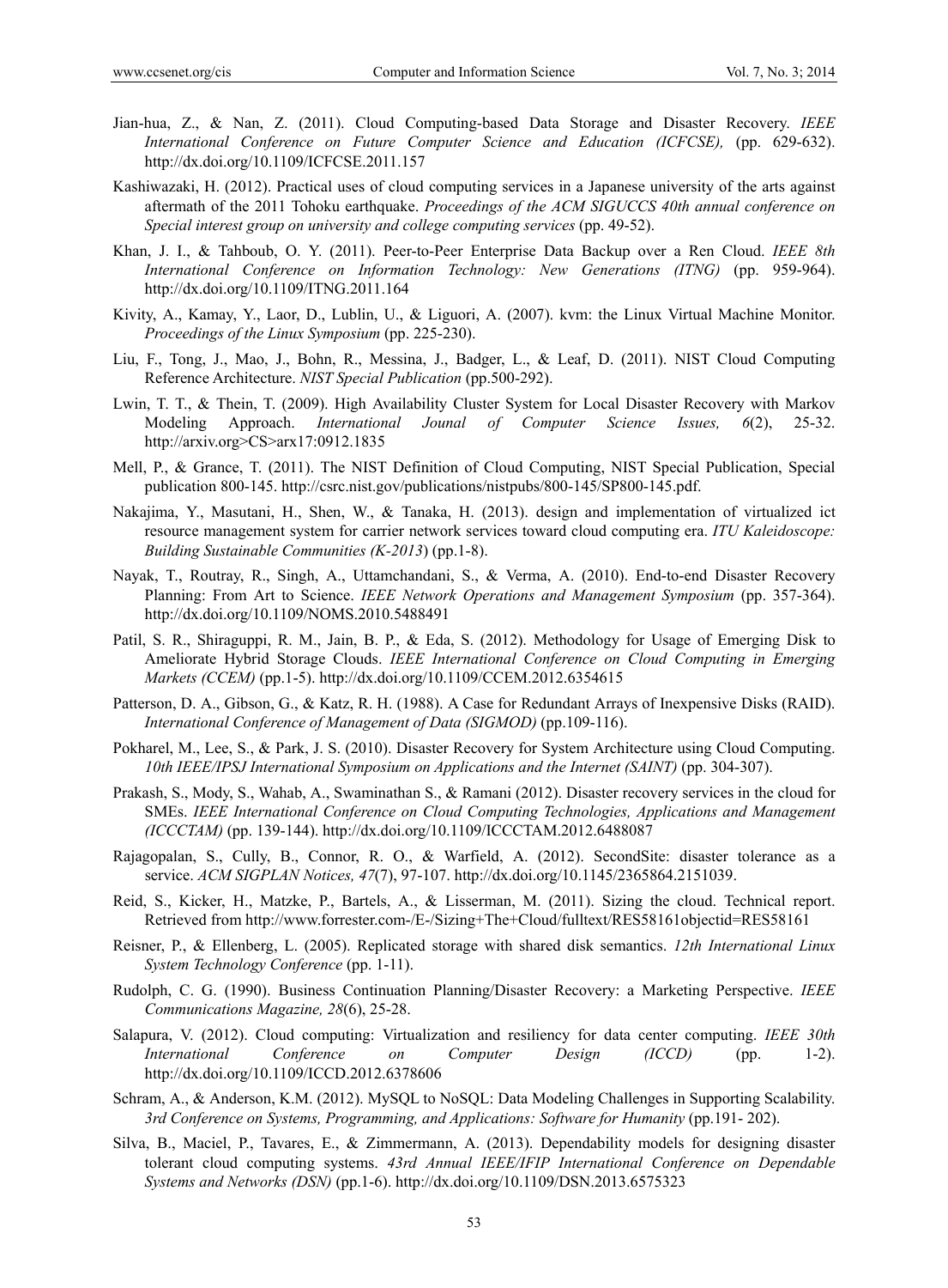Jian-hua, Z., & Nan, Z. (2011). Cloud Computing-based Data Storage and Disaster Recovery. *IEEE International Conference on Future Computer Science and Education (ICFCSE),* (pp. 629-632). http://dx.doi.org/10.1109/ICFCSE.2011.157

Kashiwazaki, H. (2012). Practical uses of cloud computing services in a Japanese university of the arts against aftermath of the 2011 Tohoku earthquake. *Proceedings of the ACM SIGUCCS 40th annual conference on Special interest group on university and college computing services* (pp. 49-52).

Khan, J. I., & Tahboub, O. Y. (2011). Peer-to-Peer Enterprise Data Backup over a Ren Cloud. *IEEE 8th International Conference on Information Technology: New Generations (ITNG)* (pp. 959-964). http://dx.doi.org/10.1109/ITNG.2011.164

Kivity, A., Kamay, Y., Laor, D., Lublin, U., & Liguori, A. (2007). kvm: the Linux Virtual Machine Monitor. *Proceedings of the Linux Symposium* (pp. 225-230).

Liu, F., Tong, J., Mao, J., Bohn, R., Messina, J., Badger, L., & Leaf, D. (2011). NIST Cloud Computing Reference Architecture. *NIST Special Publication* (pp.500-292).

Lwin, T. T., & Thein, T. (2009). High Availability Cluster System for Local Disaster Recovery with Markov Modeling Approach. *International Journal of Computer Science Issues, 6*(2), 25-32. http://arxiv.org>CS>arx17:0912.1835

Mell, P., & Grance, T. (2011). The NIST Definition of Cloud Computing, NIST Special Publication, Special publication 800-145. http://csrc.nist.gov/publications/nistpubs/800-145/SP800-145.pdf.

Nakajima, Y., Masutani, H., Shen, W., & Tanaka, H. (2013). design and implementation of virtualized ict resource management system for carrier network services toward cloud computing era. *ITU Kaleidoscope: Building Sustainable Communities (K-2013*) (pp.1-8).

Nayak, T., Routray, R., Singh, A., Uttamchandani, S., & Verma, A. (2010). End-to-end Disaster Recovery Planning: From Art to Science. *IEEE Network Operations and Management Symposium* (pp. 357-364). http://dx.doi.org/10.1109/NOMS.2010.5488491

Patil, S. R., Shiraguppi, R. M., Jain, B. P., & Eda, S. (2012). Methodology for Usage of Emerging Disk to Ameliorate Hybrid Storage Clouds. *IEEE International Conference on Cloud Computing in Emerging Markets (CCEM)* (pp.1-5). http://dx.doi.org/10.1109/CCEM.2012.6354615

Patterson, D. A., Gibson, G., & Katz, R. H. (1988). A Case for Redundant Arrays of Inexpensive Disks (RAID). *International Conference of Management of Data (SIGMOD)* (pp.109-116).

Pokharel, M., Lee, S., & Park, J. S. (2010). Disaster Recovery for System Architecture using Cloud Computing. *10th IEEE/IPSJ International Symposium on Applications and the Internet (SAINT)* (pp. 304-307).

Prakash, S., Mody, S., Wahab, A., Swaminathan S., & Ramani (2012). Disaster recovery services in the cloud for SMEs. *IEEE International Conference on Cloud Computing Technologies, Applications and Management (ICCCTAM)* (pp. 139-144). http://dx.doi.org/10.1109/ICCCTAM.2012.6488087

Rajagopalan, S., Cully, B., Connor, R. O., & Warfield, A. (2012). SecondSite: disaster tolerance as a service. *ACM SIGPLAN Notices, 47*(7), 97-107. http://dx.doi.org/10.1145/2365864.2151039.

Reid, S., Kicker, H., Matzke, P., Bartels, A., & Lisserman, M. (2011). Sizing the cloud. Technical report. Retrieved from http://www.forrester.com-/E-/Sizing+The+Cloud/fulltext/RES58161objectid=RES58161

Reisner, P., & Ellenberg, L. (2005). Replicated storage with shared disk semantics. *12th International Linux System Technology Conference* (pp. 1-11).

Rudolph, C. G. (1990). Business Continuation Planning/Disaster Recovery: a Marketing Perspective. *IEEE Communications Magazine, 28*(6), 25-28.

Salapura, V. (2012). Cloud computing: Virtualization and resiliency for data center computing. *IEEE 30th International Conference on Computer Design (ICCD)* (pp. 1-2). http://dx.doi.org/10.1109/ICCD.2012.6378606

Schram, A., & Anderson, K.M. (2012). MySQL to NoSQL: Data Modeling Challenges in Supporting Scalability. *3rd Conference on Systems, Programming, and Applications: Software for Humanity* (pp.191- 202).

Silva, B., Maciel, P., Tavares, E., & Zimmermann, A. (2013). Dependability models for designing disaster tolerant cloud computing systems. *43rd Annual IEEE/IFIP International Conference on Dependable Systems and Networks (DSN)* (pp.1-6). http://dx.doi.org/10.1109/DSN.2013.6575323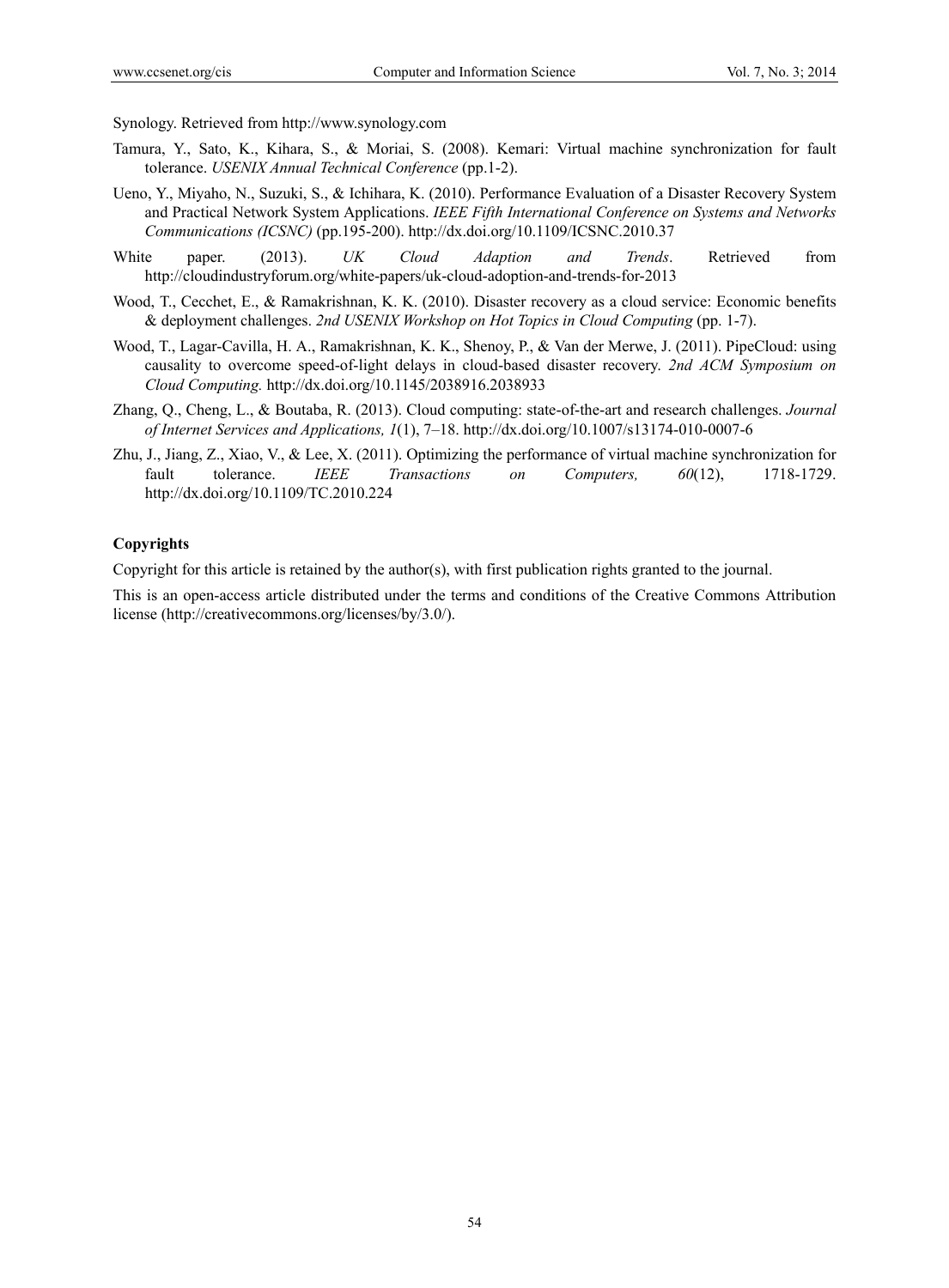Synology. Retrieved from http://www.synology.com

Tamura, Y., Sato, K., Kihara, S., & Moriai, S. (2008). Kemari: Virtual machine synchronization for fault tolerance. *USENIX Annual Technical Conference* (pp.1-2).

Ueno, Y., Miyaho, N., Suzuki, S., & Ichihara, K. (2010). Performance Evaluation of a Disaster Recovery System and Practical Network System Applications. *IEEE Fifth International Conference on Systems and Networks Communications (ICSNC)* (pp.195-200). http://dx.doi.org/10.1109/ICSNC.2010.37

White paper. (2013). *UK Cloud Adaption and Trends*. Retrieved from http://cloudindustryforum.org/white-papers/uk-cloud-adoption-and-trends-for-2013

Wood, T., Cecchet, E., & Ramakrishnan, K. K. (2010). Disaster recovery as a cloud service: Economic benefits & deployment challenges. *2nd USENIX Workshop on Hot Topics in Cloud Computing* (pp. 1-7).

Wood, T., Lagar-Cavilla, H. A., Ramakrishnan, K. K., Shenoy, P., & Van der Merwe, J. (2011). PipeCloud: using causality to overcome speed-of-light delays in cloud-based disaster recovery. *2nd ACM Symposium on Cloud Computing.* http://dx.doi.org/10.1145/2038916.2038933

Zhang, Q., Cheng, L., & Boutaba, R. (2013). Cloud computing: state-of-the-art and research challenges. *Journal of Internet Services and Applications, 1*(1), 7–18. http://dx.doi.org/10.1007/s13174-010-0007-6

Zhu, J., Jiang, Z., Xiao, V., & Lee, X. (2011). Optimizing the performance of virtual machine synchronization for fault tolerance. *IEEE Transactions on Computers, 60*(12), 1718-1729. http://dx.doi.org/10.1109/TC.2010.224

**Copyrights**

Copyright for this article is retained by the author(s), with first publication rights granted to the journal.

This is an open-access article distributed under the terms and conditions of the Creative Commons Attribution license (http://creativecommons.org/licenses/by/3.0/).